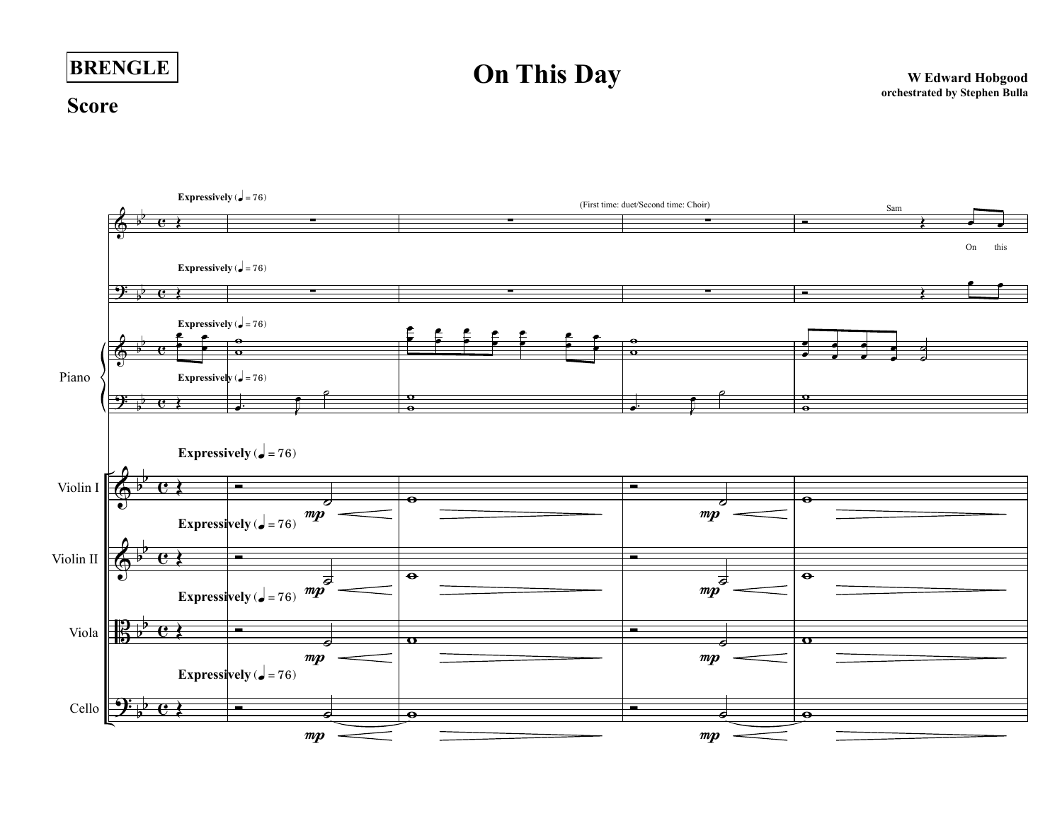BRENGLE

# On This Day

## Score

**W Edward Hobgood**
**orchestrated by Stephen Bulla**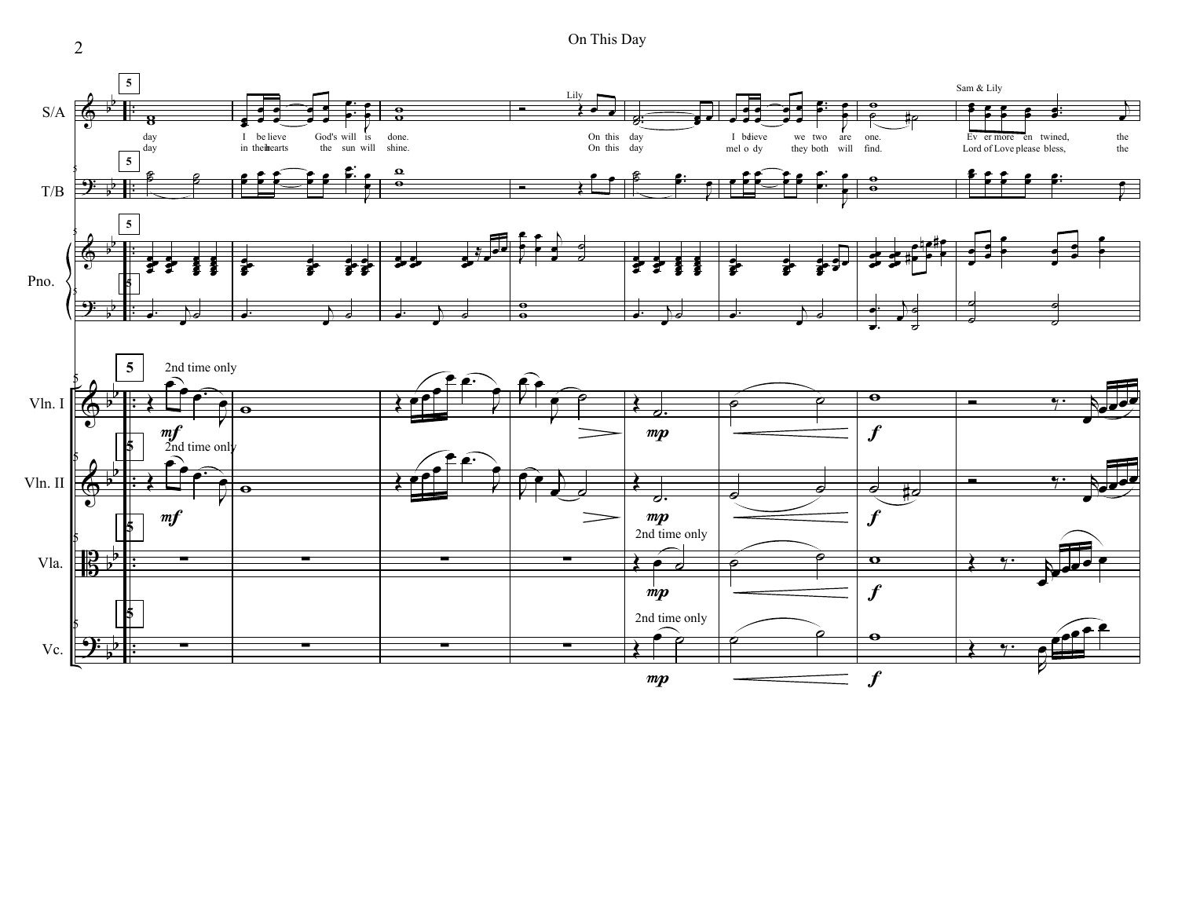**On This Day**

S/A (Lily; Sam & Lily):

day / I believe God's will is done. / On this day / I believe we two are one. / Ever more entwined, the

day / in their hearts the sun will shine. / On this day / melody they both will find. / Lord of Love please bless, the

T/B

Pno.

Vln. I — 2nd time only — *mf* — *mp* — *f*

Vln. II — 2nd time only — *mf* — *mp* — *f*

Vla. — 2nd time only — *mp* — *f*

Vc. — 2nd time only — *mp* — *f*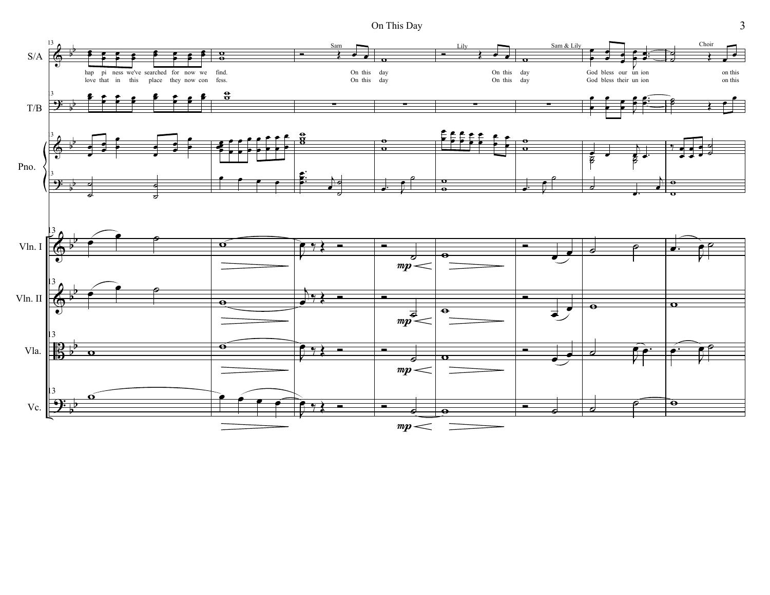hap pi ness we've searched for now we find.

love that in this place they now con fess.

Sam

On this day

On this day

Lily

On this day

On this day

Sam & Lily

God bless our un ion

God bless their un ion

Choir

on this

on this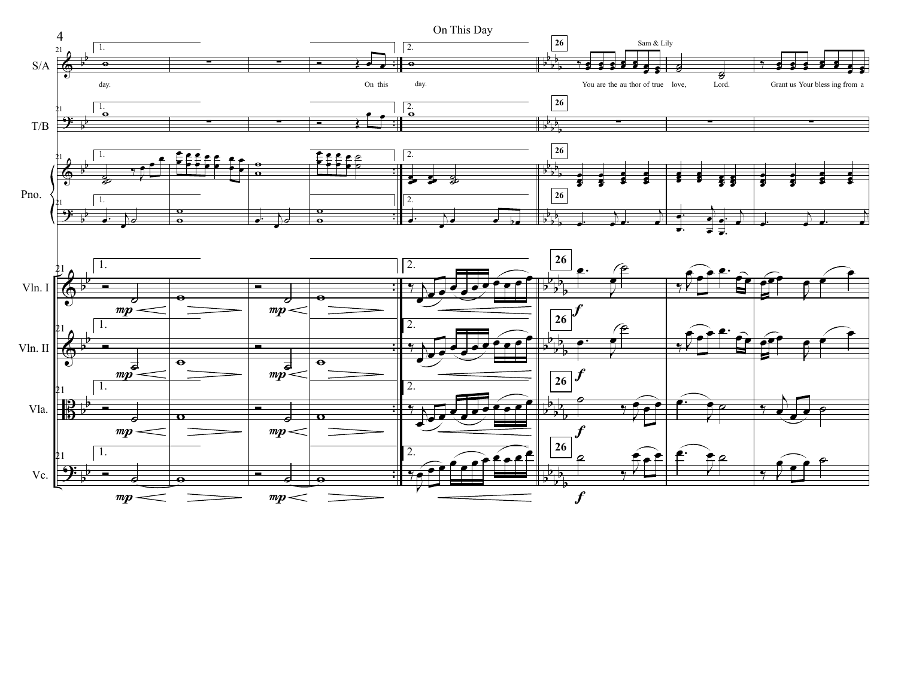On This Day

Sam & Lily

S/A: day. On this day. You are the au thor of true love, Lord. Grant us Your bless ing from a

T/B

Pno.

Vln. I

Vln. II

Vla.

Vc.

1. 2. 26

*mp* *f*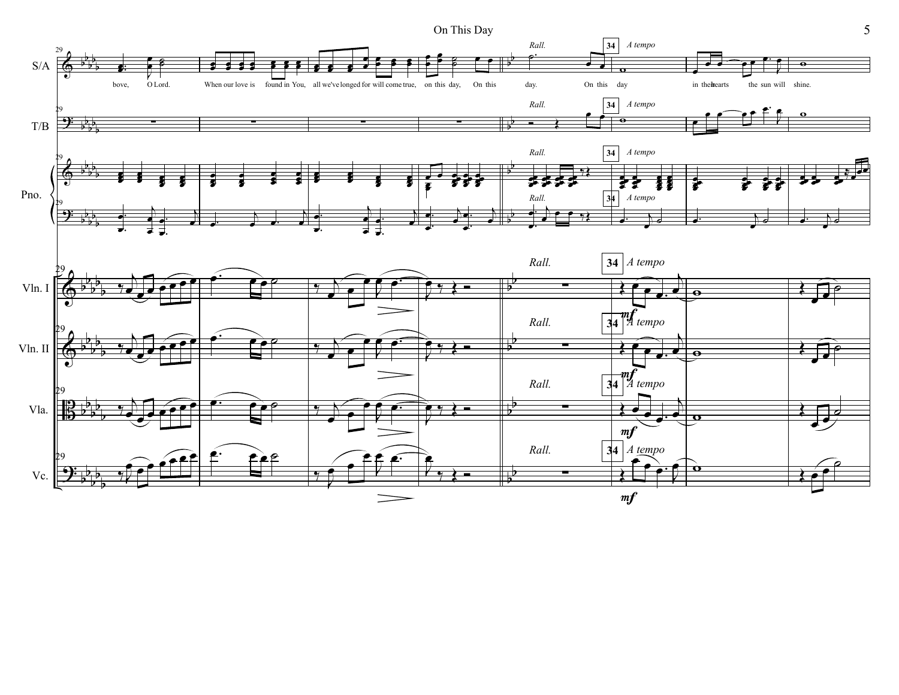S/A: bove, O Lord. When our love is found in You, all we've longed for will come true, on this day, On this day. On this day in their hearts the sun will shine.

*Rall.* **34** *A tempo*

*mf*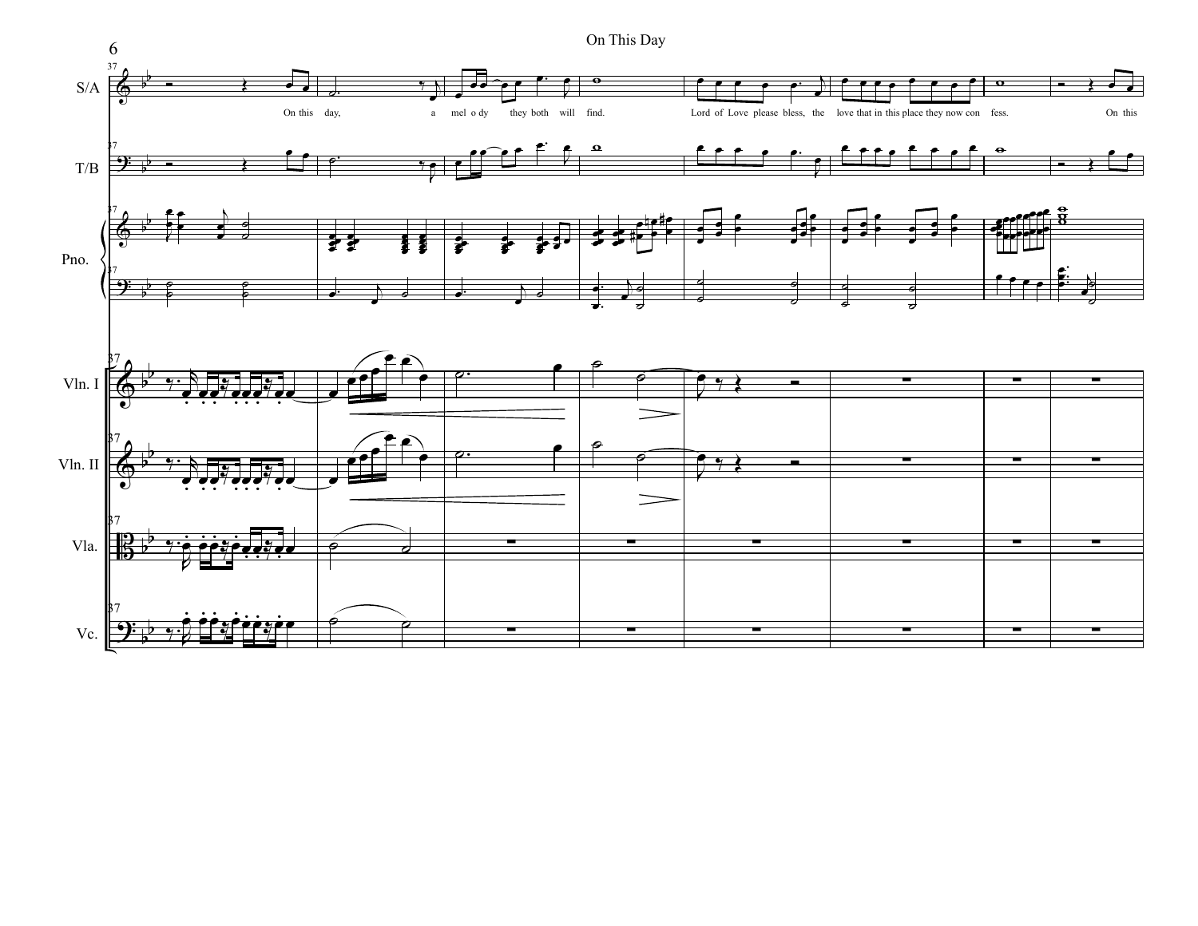On This Day

S/A

On this day, a mel o dy they both will find. Lord of Love please bless, the love that in this place they now con fess. On this

T/B

Pno.

Vln. I

Vln. II

Vla.

Vc.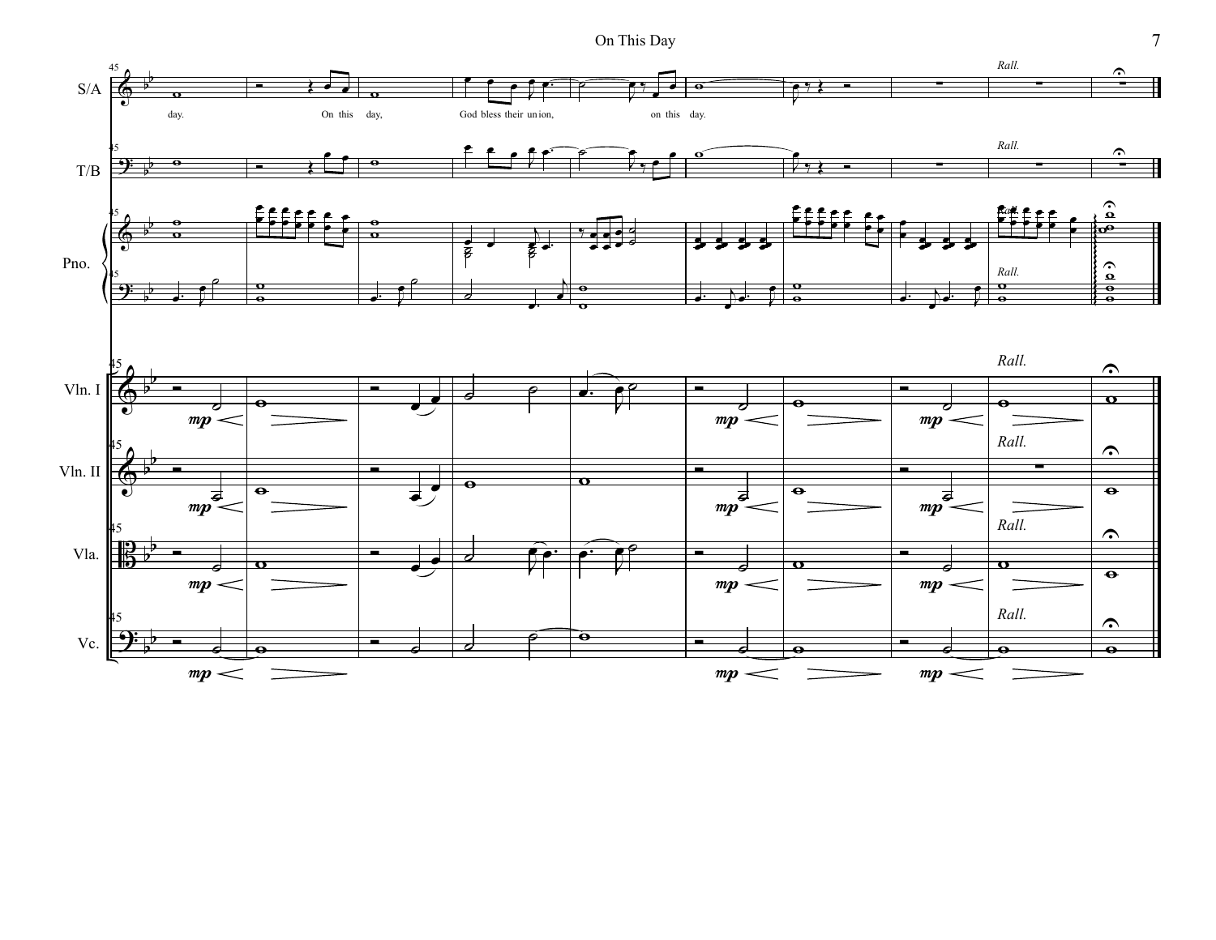S/A

day. On this day, God bless their union, on this day.

T/B

Pno.

Vln. I

Vln. II

Vla.

Vc.

*Rall.*

*mp*